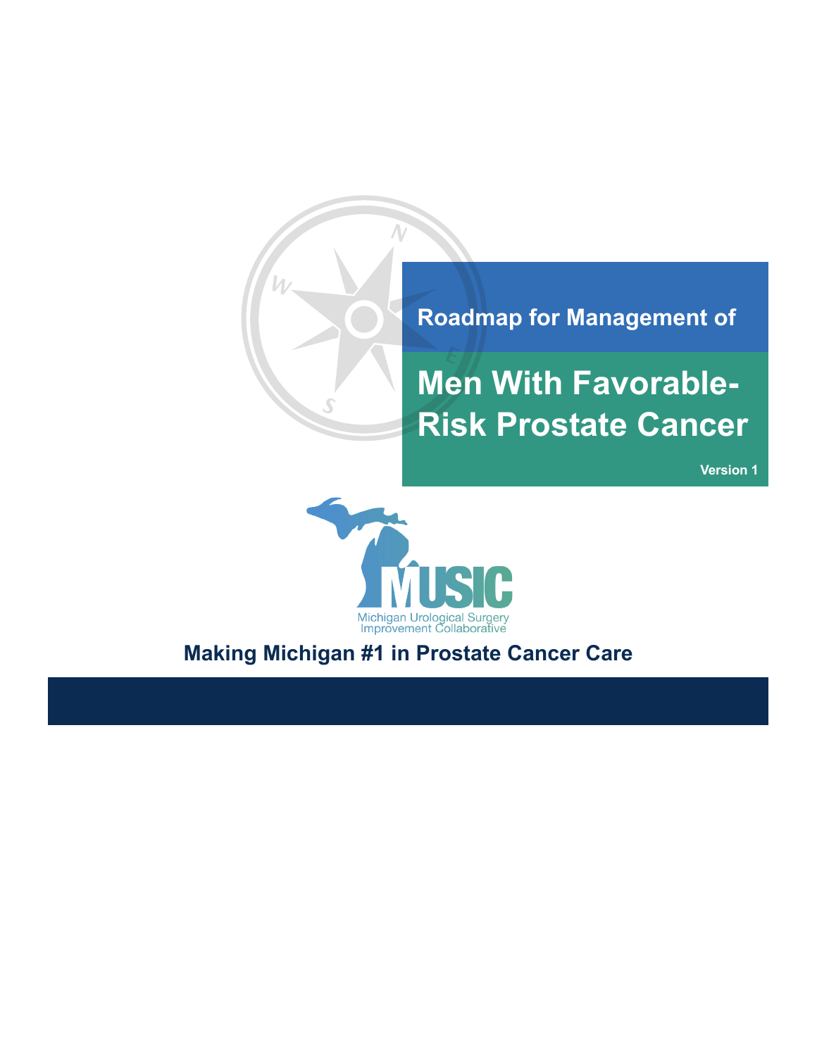Roadmap for Management of

# Men With Favorable-Risk Prostate Cancer

Version 1

MUSIC

Michigan Urological Surgery Improvement Collaborative

**Making Michigan #1 in Prostate Cancer Care**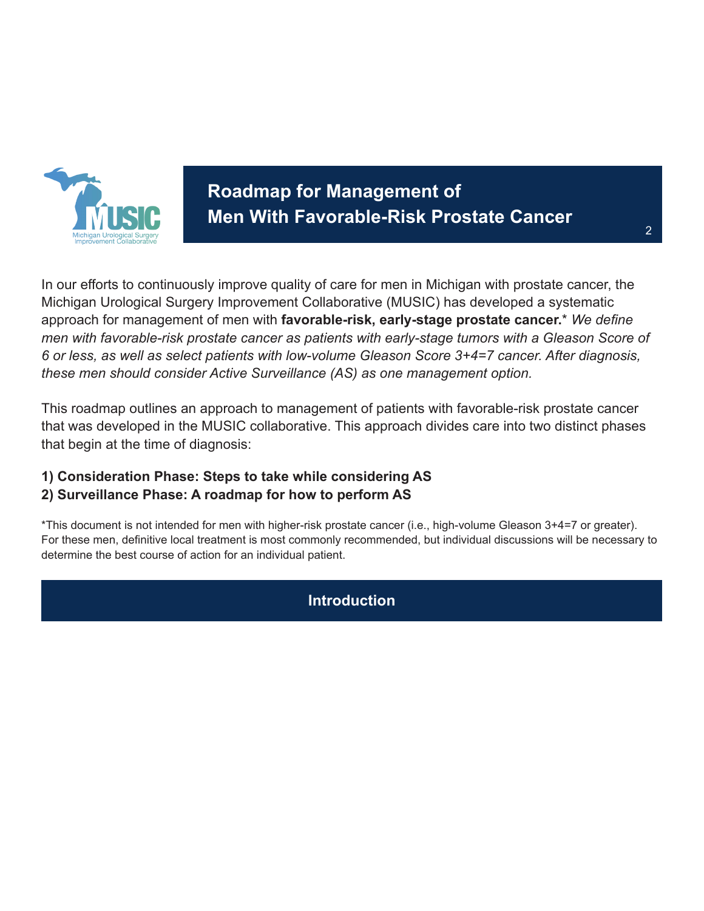# Roadmap for Management of Men With Favorable-Risk Prostate Cancer

In our efforts to continuously improve quality of care for men in Michigan with prostate cancer, the Michigan Urological Surgery Improvement Collaborative (MUSIC) has developed a systematic approach for management of men with **favorable-risk, early-stage prostate cancer.*** *We define men with favorable-risk prostate cancer as patients with early-stage tumors with a Gleason Score of 6 or less, as well as select patients with low-volume Gleason Score 3+4=7 cancer. After diagnosis, these men should consider Active Surveillance (AS) as one management option.*

This roadmap outlines an approach to management of patients with favorable-risk prostate cancer that was developed in the MUSIC collaborative. This approach divides care into two distinct phases that begin at the time of diagnosis:

**1) Consideration Phase: Steps to take while considering AS**
**2) Surveillance Phase: A roadmap for how to perform AS**

*This document is not intended for men with higher-risk prostate cancer (i.e., high-volume Gleason 3+4=7 or greater). For these men, definitive local treatment is most commonly recommended, but individual discussions will be necessary to determine the best course of action for an individual patient.

## Introduction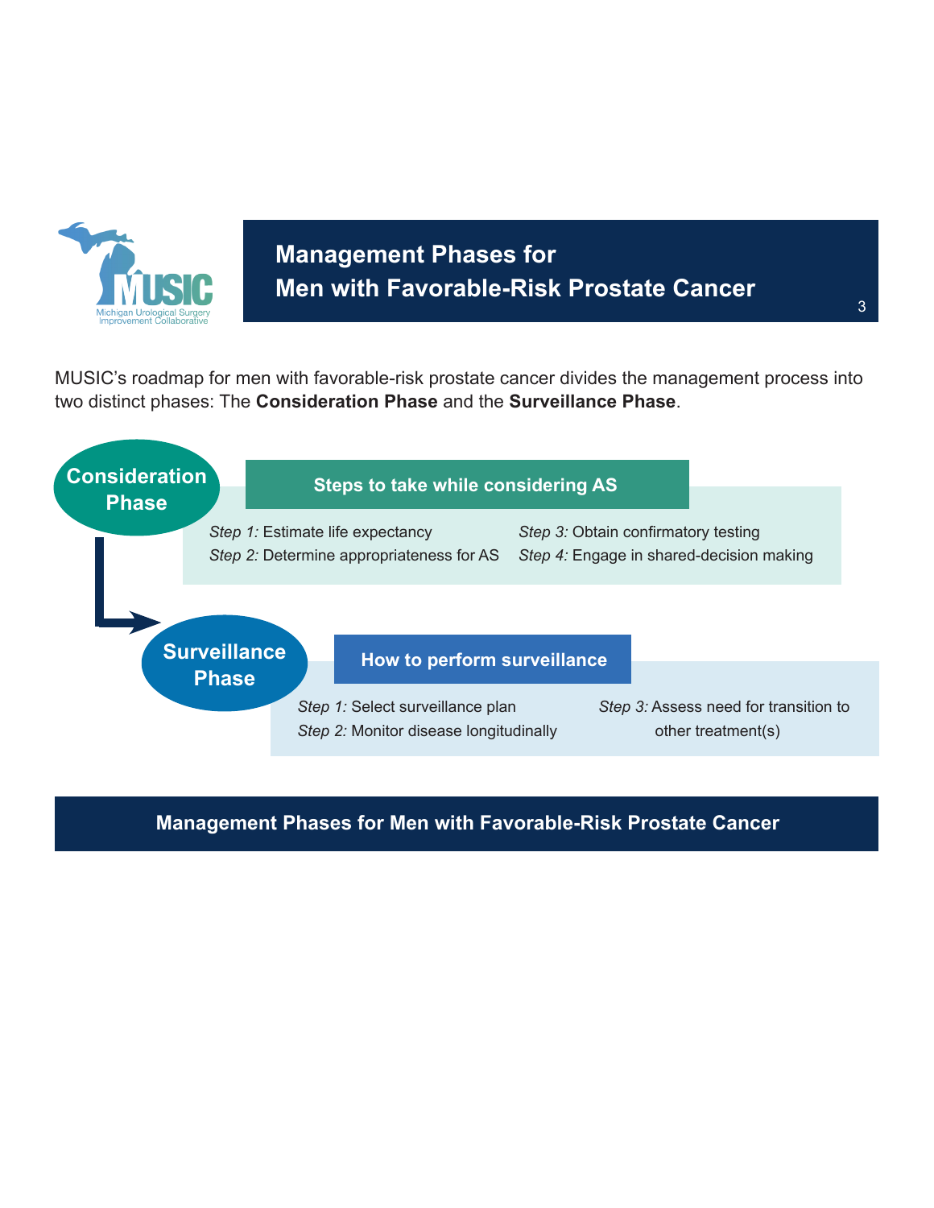# Management Phases for Men with Favorable-Risk Prostate Cancer

MUSIC's roadmap for men with favorable-risk prostate cancer divides the management process into two distinct phases: The **Consideration Phase** and the **Surveillance Phase**.

**Consideration Phase**

**Steps to take while considering AS**

*Step 1:* Estimate life expectancy
*Step 2:* Determine appropriateness for AS
*Step 3:* Obtain confirmatory testing
*Step 4:* Engage in shared-decision making

**Surveillance Phase**

**How to perform surveillance**

*Step 1:* Select surveillance plan
*Step 2:* Monitor disease longitudinally
*Step 3:* Assess need for transition to other treatment(s)

**Management Phases for Men with Favorable-Risk Prostate Cancer**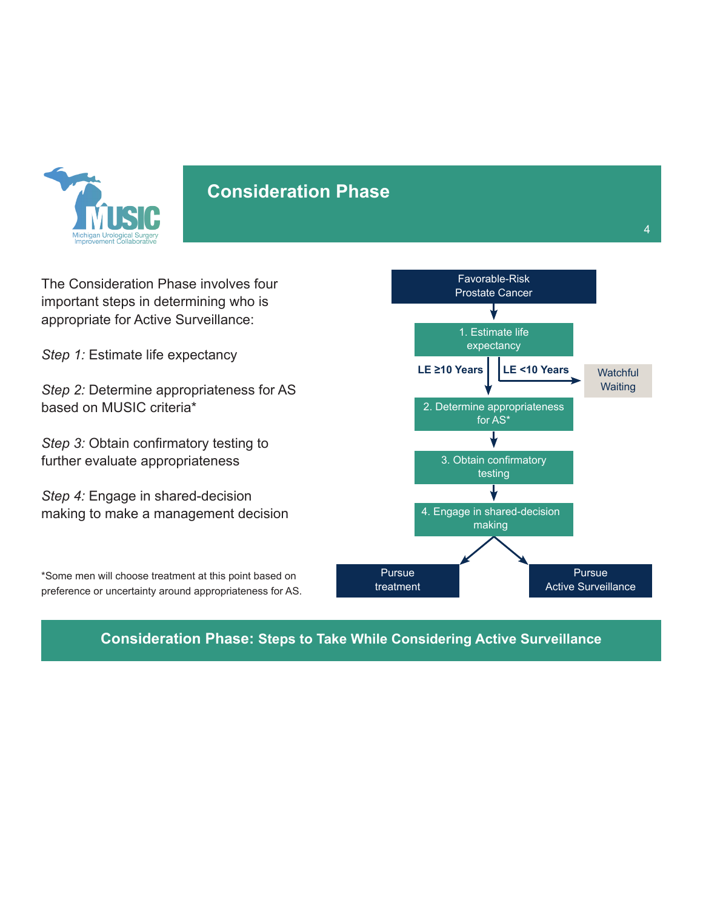# Consideration Phase

The Consideration Phase involves four important steps in determining who is appropriate for Active Surveillance:

*Step 1:* Estimate life expectancy

*Step 2:* Determine appropriateness for AS based on MUSIC criteria*

*Step 3:* Obtain confirmatory testing to further evaluate appropriateness

*Step 4:* Engage in shared-decision making to make a management decision

*Some men will choose treatment at this point based on preference or uncertainty around appropriateness for AS.

Favorable-Risk Prostate Cancer

1. Estimate life expectancy

LE ≥10 Years

LE <10 Years → Watchful Waiting

2. Determine appropriateness for AS*

3. Obtain confirmatory testing

4. Engage in shared-decision making

Pursue treatment

Pursue Active Surveillance

**Consideration Phase: Steps to Take While Considering Active Surveillance**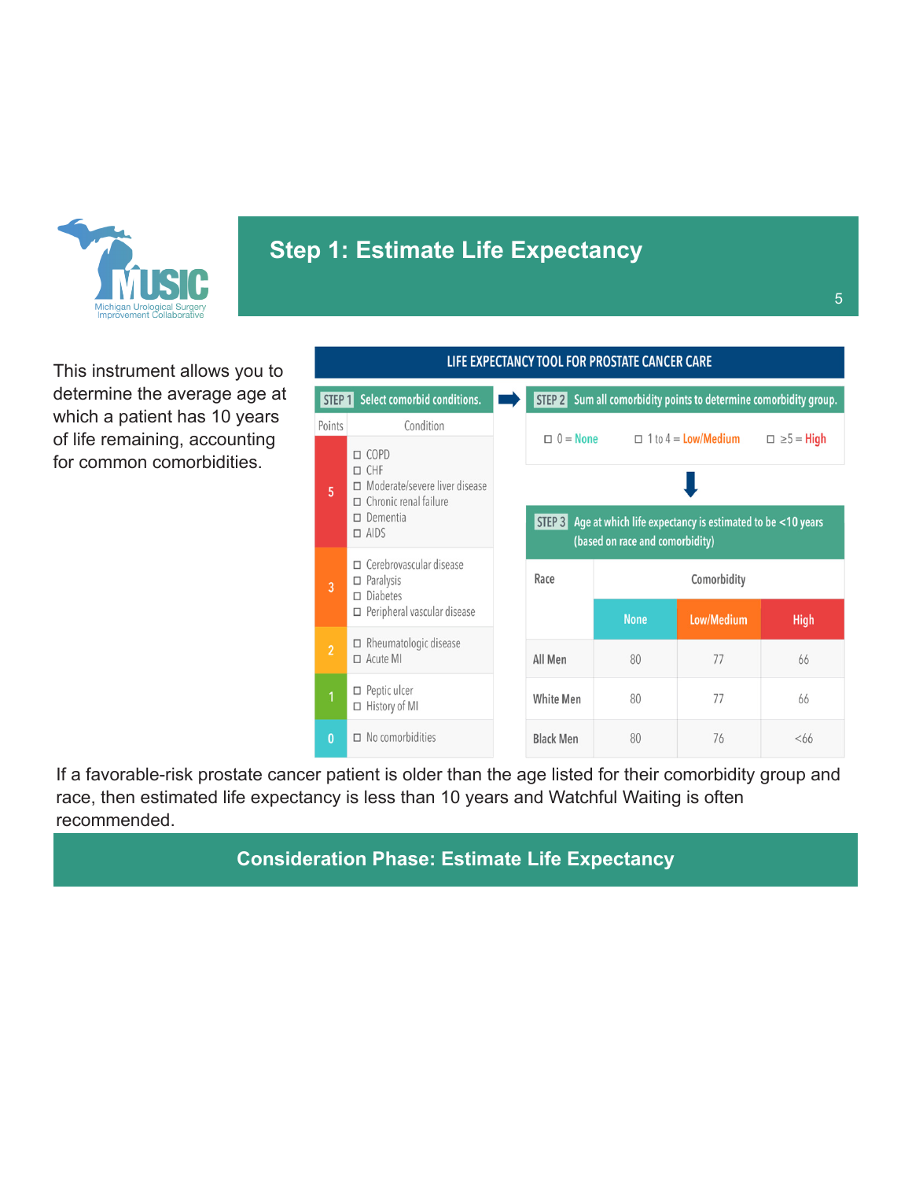# Step 1: Estimate Life Expectancy

This instrument allows you to determine the average age at which a patient has 10 years of life remaining, accounting for common comorbidities.

## LIFE EXPECTANCY TOOL FOR PROSTATE CANCER CARE

**STEP 1** Select comorbid conditions.

| Points | Condition |
|---|---|
| 5 | ☐ COPD<br>☐ CHF<br>☐ Moderate/severe liver disease<br>☐ Chronic renal failure<br>☐ Dementia<br>☐ AIDS |
| 3 | ☐ Cerebrovascular disease<br>☐ Paralysis<br>☐ Diabetes<br>☐ Peripheral vascular disease |
| 2 | ☐ Rheumatologic disease<br>☐ Acute MI |
| 1 | ☐ Peptic ulcer<br>☐ History of MI |
| 0 | ☐ No comorbidities |

**STEP 2** Sum all comorbidity points to determine comorbidity group.

☐ 0 = None ☐ 1 to 4 = Low/Medium ☐ ≥5 = High

**STEP 3** Age at which life expectancy is estimated to be <10 years (based on race and comorbidity)

| Race | Comorbidity | | |
|---|---|---|---|
| | None | Low/Medium | High |
| All Men | 80 | 77 | 66 |
| White Men | 80 | 77 | 66 |
| Black Men | 80 | 76 | <66 |

If a favorable-risk prostate cancer patient is older than the age listed for their comorbidity group and race, then estimated life expectancy is less than 10 years and Watchful Waiting is often recommended.

**Consideration Phase: Estimate Life Expectancy**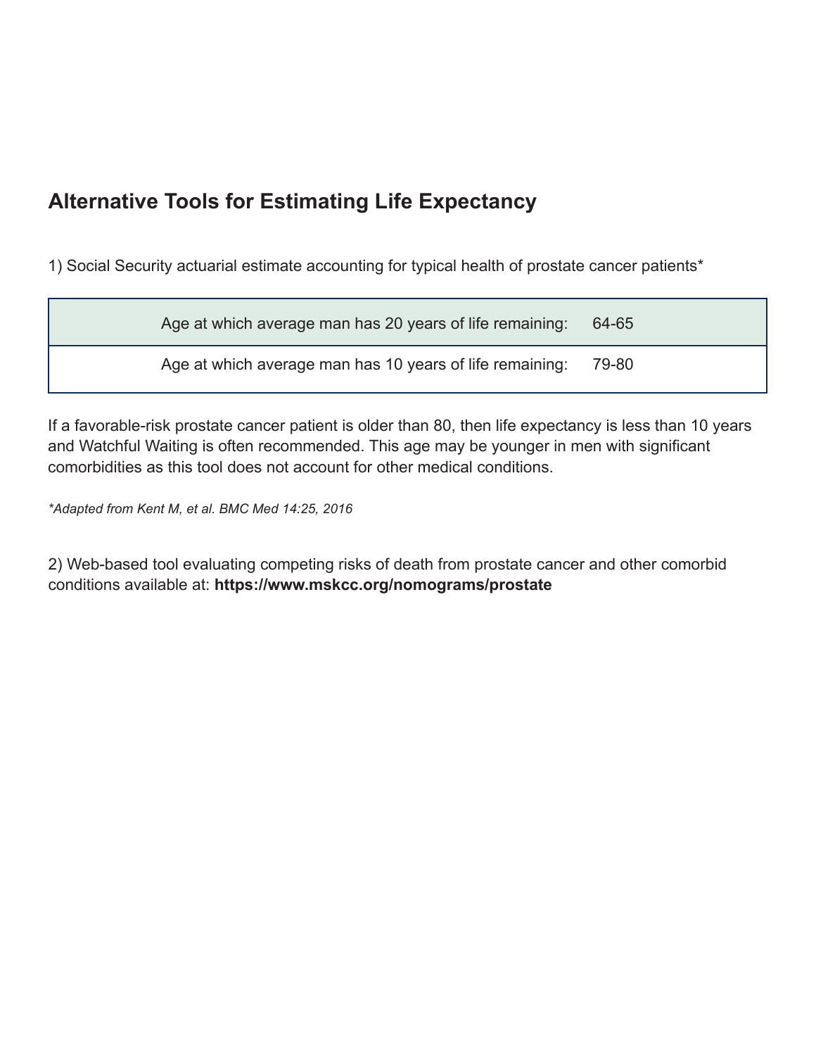## Alternative Tools for Estimating Life Expectancy

1) Social Security actuarial estimate accounting for typical health of prostate cancer patients*

| | |
|---|---|
| Age at which average man has 20 years of life remaining: | 64-65 |
| Age at which average man has 10 years of life remaining: | 79-80 |

If a favorable-risk prostate cancer patient is older than 80, then life expectancy is less than 10 years and Watchful Waiting is often recommended. This age may be younger in men with significant comorbidities as this tool does not account for other medical conditions.

*\*Adapted from Kent M, et al. BMC Med 14:25, 2016*

2) Web-based tool evaluating competing risks of death from prostate cancer and other comorbid conditions available at: **https://www.mskcc.org/nomograms/prostate**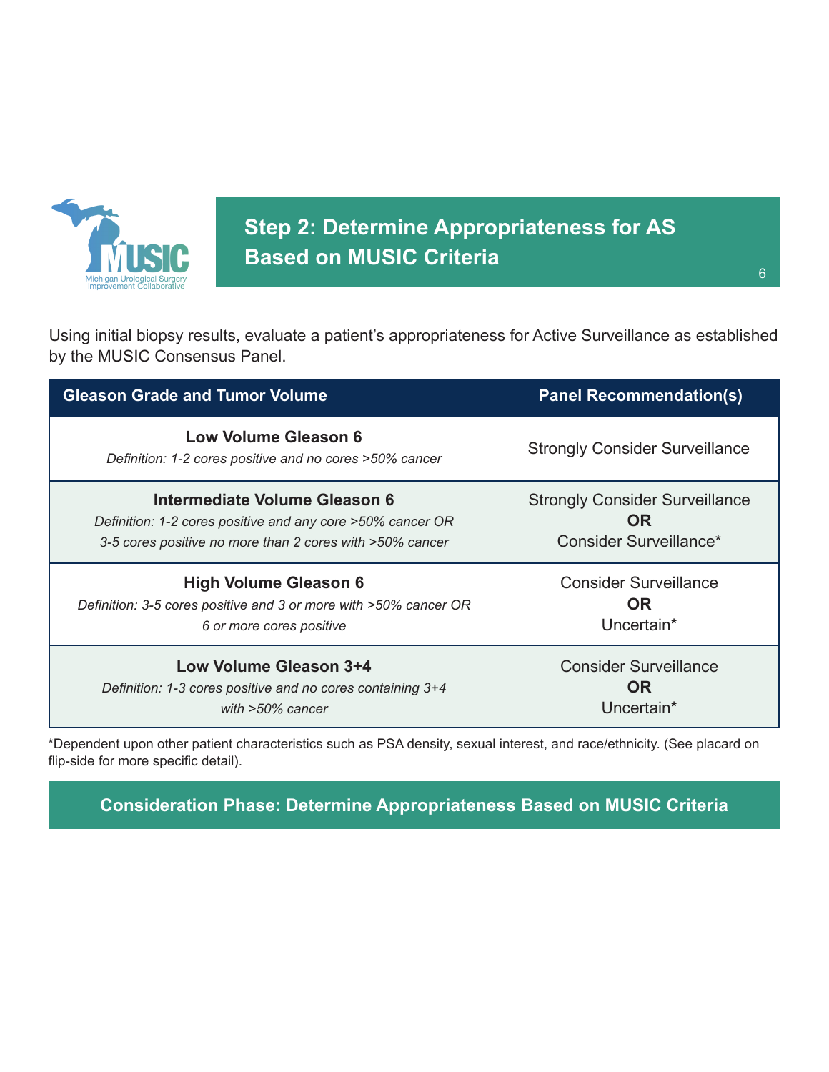## Step 2: Determine Appropriateness for AS Based on MUSIC Criteria

Using initial biopsy results, evaluate a patient's appropriateness for Active Surveillance as established by the MUSIC Consensus Panel.

| Gleason Grade and Tumor Volume | Panel Recommendation(s) |
|---|---|
| **Low Volume Gleason 6**<br>*Definition: 1-2 cores positive and no cores >50% cancer* | Strongly Consider Surveillance |
| **Intermediate Volume Gleason 6**<br>*Definition: 1-2 cores positive and any core >50% cancer OR 3-5 cores positive no more than 2 cores with >50% cancer* | Strongly Consider Surveillance<br>**OR**<br>Consider Surveillance* |
| **High Volume Gleason 6**<br>*Definition: 3-5 cores positive and 3 or more with >50% cancer OR 6 or more cores positive* | Consider Surveillance<br>**OR**<br>Uncertain* |
| **Low Volume Gleason 3+4**<br>*Definition: 1-3 cores positive and no cores containing 3+4 with >50% cancer* | Consider Surveillance<br>**OR**<br>Uncertain* |

*Dependent upon other patient characteristics such as PSA density, sexual interest, and race/ethnicity. (See placard on flip-side for more specific detail).

**Consideration Phase: Determine Appropriateness Based on MUSIC Criteria**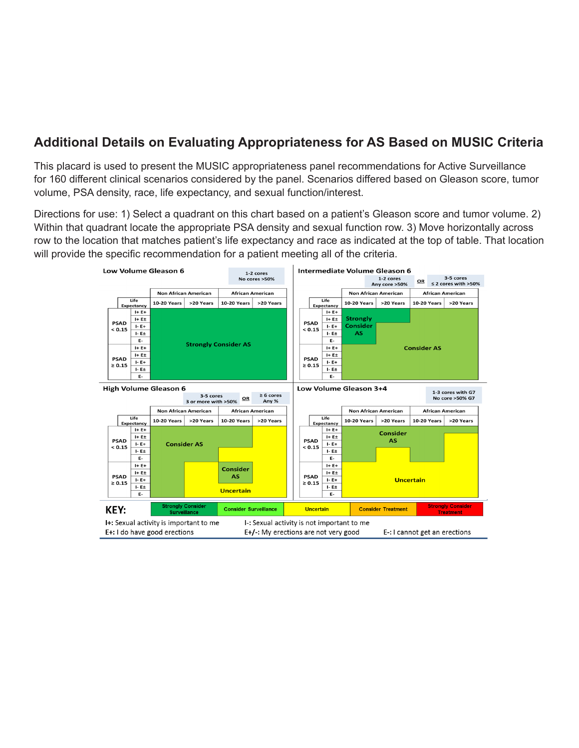## Additional Details on Evaluating Appropriateness for AS Based on MUSIC Criteria

This placard is used to present the MUSIC appropriateness panel recommendations for Active Surveillance for 160 different clinical scenarios considered by the panel. Scenarios differed based on Gleason score, tumor volume, PSA density, race, life expectancy, and sexual function/interest.

Directions for use: 1) Select a quadrant on this chart based on a patient's Gleason score and tumor volume. 2) Within that quadrant locate the appropriate PSA density and sexual function row. 3) Move horizontally across row to the location that matches patient's life expectancy and race as indicated at the top of table. That location will provide the specific recommendation for a patient meeting all of the criteria.

### Low Volume Gleason 6

1-2 cores, No cores >50%

| | | Non African American | | African American | |
|---|---|---|---|---|---|
| | Life Expectancy | 10-20 Years | >20 Years | 10-20 Years | >20 Years |
| PSAD < 0.15 | I+ E+ | Strongly Consider AS | Strongly Consider AS | Strongly Consider AS | Strongly Consider AS |
| | I+ E± | Strongly Consider AS | Strongly Consider AS | Strongly Consider AS | Strongly Consider AS |
| | I- E+ | Strongly Consider AS | Strongly Consider AS | Strongly Consider AS | Strongly Consider AS |
| | I- E± | Strongly Consider AS | Strongly Consider AS | Strongly Consider AS | Strongly Consider AS |
| | E- | Strongly Consider AS | Strongly Consider AS | Strongly Consider AS | Strongly Consider AS |
| PSAD ≥ 0.15 | I+ E+ | Strongly Consider AS | Strongly Consider AS | Strongly Consider AS | Strongly Consider AS |
| | I+ E± | Strongly Consider AS | Strongly Consider AS | Strongly Consider AS | Strongly Consider AS |
| | I- E+ | Strongly Consider AS | Strongly Consider AS | Strongly Consider AS | Strongly Consider AS |
| | I- E± | Strongly Consider AS | Strongly Consider AS | Strongly Consider AS | Strongly Consider AS |
| | E- | Strongly Consider AS | Strongly Consider AS | Strongly Consider AS | Strongly Consider AS |

### Intermediate Volume Gleason 6

1-2 cores, Any core >50% OR 3-5 cores, ≤ 2 cores with >50%

| | | Non African American | | African American | |
|---|---|---|---|---|---|
| | Life Expectancy | 10-20 Years | >20 Years | 10-20 Years | >20 Years |
| PSAD < 0.15 | I+ E+ | Strongly Consider AS | Strongly Consider AS | Strongly Consider AS | Consider AS |
| | I+ E± | Strongly Consider AS | Strongly Consider AS | Strongly Consider AS | Consider AS |
| | I- E+ | Strongly Consider AS | Consider AS | Consider AS | Consider AS |
| | I- E± | Strongly Consider AS | Consider AS | Consider AS | Consider AS |
| | E- | Strongly Consider AS | Consider AS | Consider AS | Consider AS |
| PSAD ≥ 0.15 | I+ E+ | Consider AS | Consider AS | Consider AS | Consider AS |
| | I+ E± | Consider AS | Consider AS | Consider AS | Consider AS |
| | I- E+ | Consider AS | Consider AS | Consider AS | Consider AS |
| | I- E± | Consider AS | Consider AS | Consider AS | Consider AS |
| | E- | Consider AS | Consider AS | Consider AS | Consider AS |

### High Volume Gleason 6

3-5 cores, 3 or more with >50% OR ≥ 6 cores, Any %

| | | Non African American | | African American | |
|---|---|---|---|---|---|
| | Life Expectancy | 10-20 Years | >20 Years | 10-20 Years | >20 Years |
| PSAD < 0.15 | I+ E+ | Consider AS | Consider AS | Consider AS | Uncertain |
| | I+ E± | Consider AS | Consider AS | Consider AS | Uncertain |
| | I- E+ | Consider AS | Consider AS | Consider AS | Uncertain |
| | I- E± | Consider AS | Consider AS | Uncertain | Uncertain |
| | E- | Consider AS | Consider AS | Uncertain | Uncertain |
| PSAD ≥ 0.15 | I+ E+ | Consider AS | Uncertain | Consider AS | Uncertain |
| | I+ E± | Consider AS | Uncertain | Consider AS | Uncertain |
| | I- E+ | Consider AS | Uncertain | Consider AS | Uncertain |
| | I- E± | Consider AS | Uncertain | Uncertain | Uncertain |
| | E- | Consider AS | Uncertain | Uncertain | Uncertain |

### Low Volume Gleason 3+4

1-3 cores with G7, No core >50% G7

| | | Non African American | | African American | |
|---|---|---|---|---|---|
| | Life Expectancy | 10-20 Years | >20 Years | 10-20 Years | >20 Years |
| PSAD < 0.15 | I+ E+ | Consider AS | Consider AS | Consider AS | Consider AS |
| | I+ E± | Consider AS | Consider AS | Consider AS | Uncertain |
| | I- E+ | Consider AS | Consider AS | Consider AS | Uncertain |
| | I- E± | Consider AS | Uncertain | Consider AS | Uncertain |
| | E- | Consider AS | Uncertain | Consider AS | Uncertain |
| PSAD ≥ 0.15 | I+ E+ | Uncertain | Uncertain | Uncertain | Uncertain |
| | I+ E± | Uncertain | Uncertain | Uncertain | Uncertain |
| | I- E+ | Uncertain | Uncertain | Uncertain | Uncertain |
| | I- E± | Uncertain | Uncertain | Uncertain | Uncertain |
| | E- | Uncertain | Uncertain | Uncertain | Uncertain |

**KEY:** Strongly Consider Surveillance | Consider Surveillance | Uncertain | Consider Treatment | Strongly Consider Treatment

I+: Sexual activity is important to me
I-: Sexual activity is not important to me
E+: I do have good erections
E+/-: My erections are not very good
E-: I cannot get an erections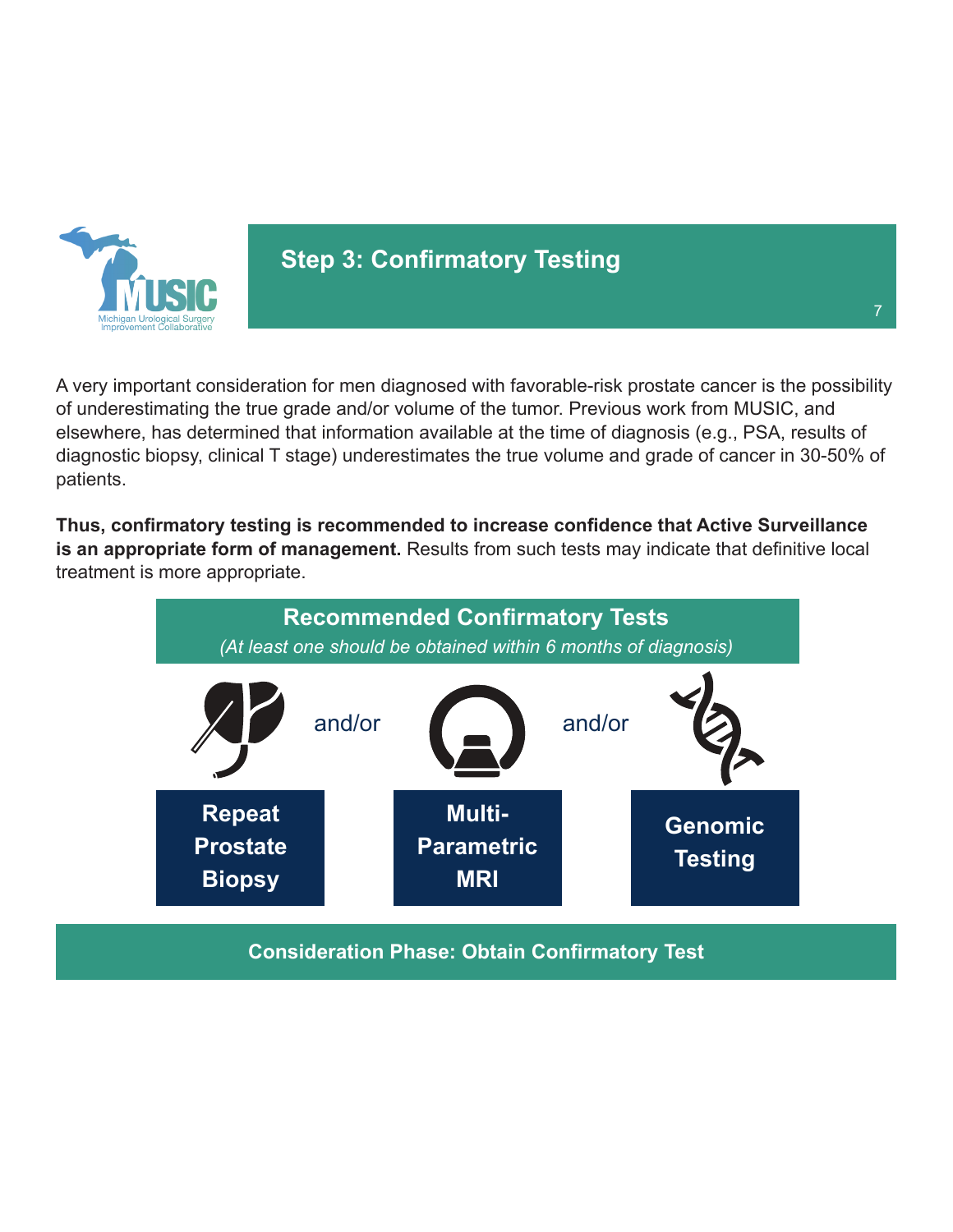## Step 3: Confirmatory Testing

A very important consideration for men diagnosed with favorable-risk prostate cancer is the possibility of underestimating the true grade and/or volume of the tumor. Previous work from MUSIC, and elsewhere, has determined that information available at the time of diagnosis (e.g., PSA, results of diagnostic biopsy, clinical T stage) underestimates the true volume and grade of cancer in 30-50% of patients.

**Thus, confirmatory testing is recommended to increase confidence that Active Surveillance is an appropriate form of management.** Results from such tests may indicate that definitive local treatment is more appropriate.

### Recommended Confirmatory Tests

*(At least one should be obtained within 6 months of diagnosis)*

**Repeat Prostate Biopsy** and/or **Multi-Parametric MRI** and/or **Genomic Testing**

**Consideration Phase: Obtain Confirmatory Test**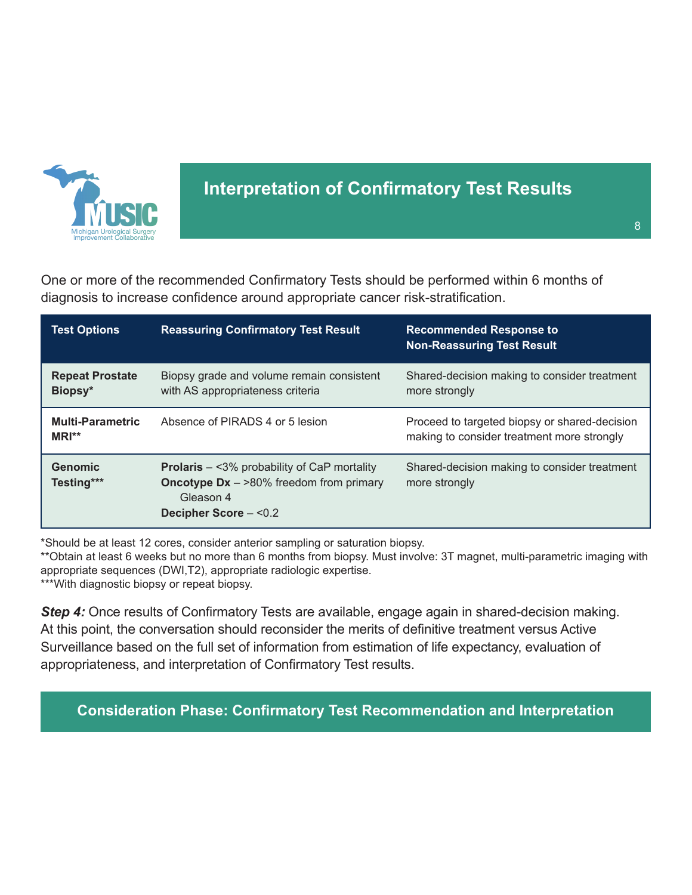# Interpretation of Confirmatory Test Results

One or more of the recommended Confirmatory Tests should be performed within 6 months of diagnosis to increase confidence around appropriate cancer risk-stratification.

| Test Options | Reassuring Confirmatory Test Result | Recommended Response to Non-Reassuring Test Result |
|---|---|---|
| **Repeat Prostate Biopsy*** | Biopsy grade and volume remain consistent with AS appropriateness criteria | Shared-decision making to consider treatment more strongly |
| **Multi-Parametric MRI**** | Absence of PIRADS 4 or 5 lesion | Proceed to targeted biopsy or shared-decision making to consider treatment more strongly |
| **Genomic Testing***** | **Prolaris** – <3% probability of CaP mortality<br>**Oncotype Dx** – >80% freedom from primary Gleason 4<br>**Decipher Score** – <0.2 | Shared-decision making to consider treatment more strongly |

*Should be at least 12 cores, consider anterior sampling or saturation biopsy.
**Obtain at least 6 weeks but no more than 6 months from biopsy. Must involve: 3T magnet, multi-parametric imaging with appropriate sequences (DWI,T2), appropriate radiologic expertise.
***With diagnostic biopsy or repeat biopsy.

***Step 4:*** Once results of Confirmatory Tests are available, engage again in shared-decision making. At this point, the conversation should reconsider the merits of definitive treatment versus Active Surveillance based on the full set of information from estimation of life expectancy, evaluation of appropriateness, and interpretation of Confirmatory Test results.

**Consideration Phase: Confirmatory Test Recommendation and Interpretation**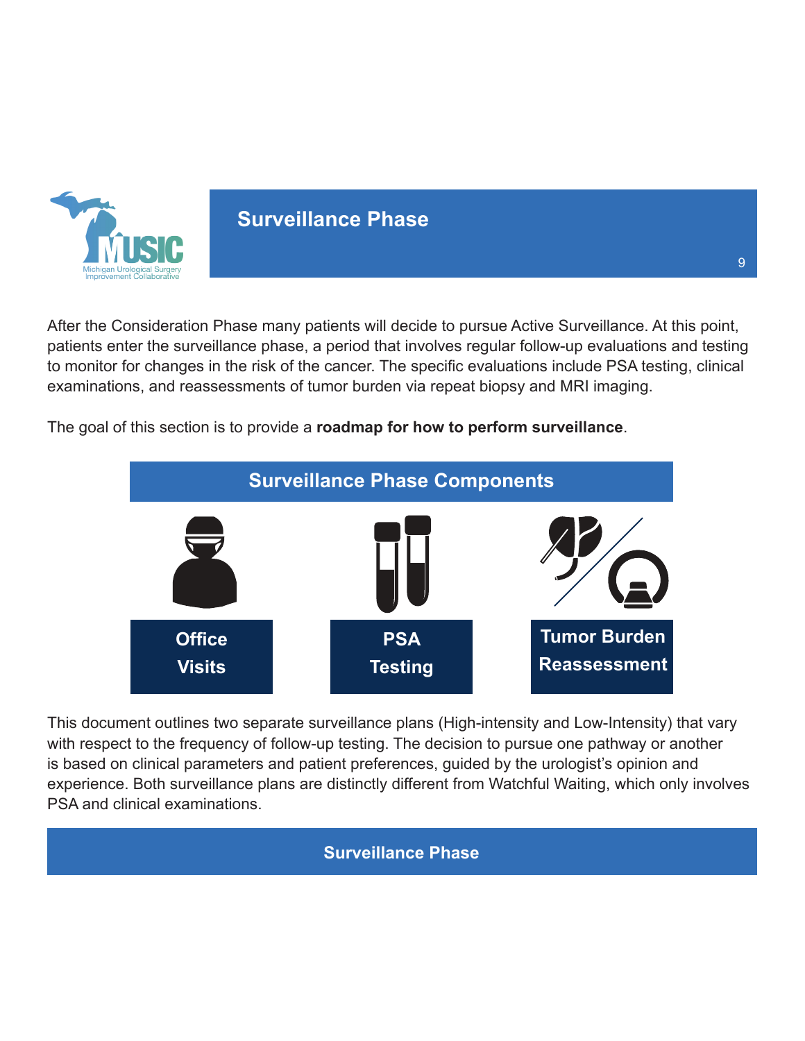# Surveillance Phase

After the Consideration Phase many patients will decide to pursue Active Surveillance. At this point, patients enter the surveillance phase, a period that involves regular follow-up evaluations and testing to monitor for changes in the risk of the cancer. The specific evaluations include PSA testing, clinical examinations, and reassessments of tumor burden via repeat biopsy and MRI imaging.

The goal of this section is to provide a **roadmap for how to perform surveillance**.

## Surveillance Phase Components

- **Office Visits**
- **PSA Testing**
- **Tumor Burden Reassessment**

This document outlines two separate surveillance plans (High-intensity and Low-Intensity) that vary with respect to the frequency of follow-up testing. The decision to pursue one pathway or another is based on clinical parameters and patient preferences, guided by the urologist's opinion and experience. Both surveillance plans are distinctly different from Watchful Waiting, which only involves PSA and clinical examinations.

## Surveillance Phase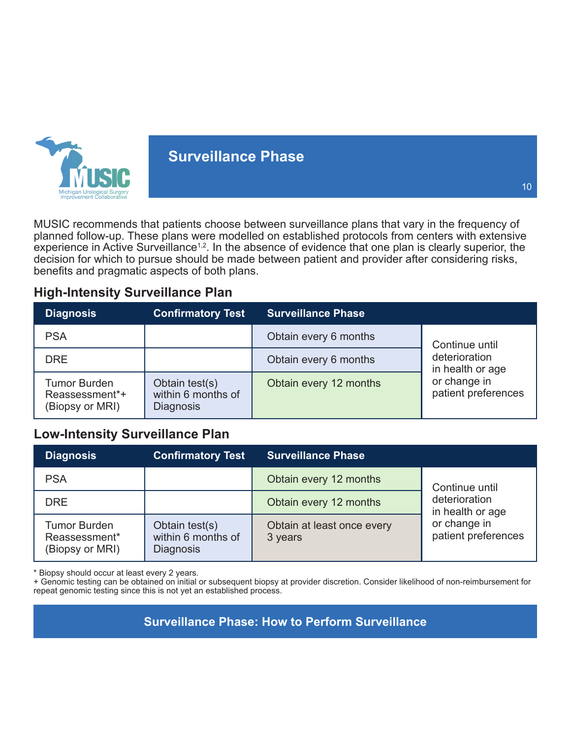# Surveillance Phase

MUSIC recommends that patients choose between surveillance plans that vary in the frequency of planned follow-up. These plans were modelled on established protocols from centers with extensive experience in Active Surveillance[1,2]. In the absence of evidence that one plan is clearly superior, the decision for which to pursue should be made between patient and provider after considering risks, benefits and pragmatic aspects of both plans.

## High-Intensity Surveillance Plan

| Diagnosis | Confirmatory Test | Surveillance Phase | |
|---|---|---|---|
| PSA | | Obtain every 6 months | Continue until deterioration in health or age or change in patient preferences |
| DRE | | Obtain every 6 months | |
| Tumor Burden Reassessment*+ (Biopsy or MRI) | Obtain test(s) within 6 months of Diagnosis | Obtain every 12 months | |

## Low-Intensity Surveillance Plan

| Diagnosis | Confirmatory Test | Surveillance Phase | |
|---|---|---|---|
| PSA | | Obtain every 12 months | Continue until deterioration in health or age or change in patient preferences |
| DRE | | Obtain every 12 months | |
| Tumor Burden Reassessment* (Biopsy or MRI) | Obtain test(s) within 6 months of Diagnosis | Obtain at least once every 3 years | |

* Biopsy should occur at least every 2 years.

+ Genomic testing can be obtained on initial or subsequent biopsy at provider discretion. Consider likelihood of non-reimbursement for repeat genomic testing since this is not yet an established process.

## Surveillance Phase: How to Perform Surveillance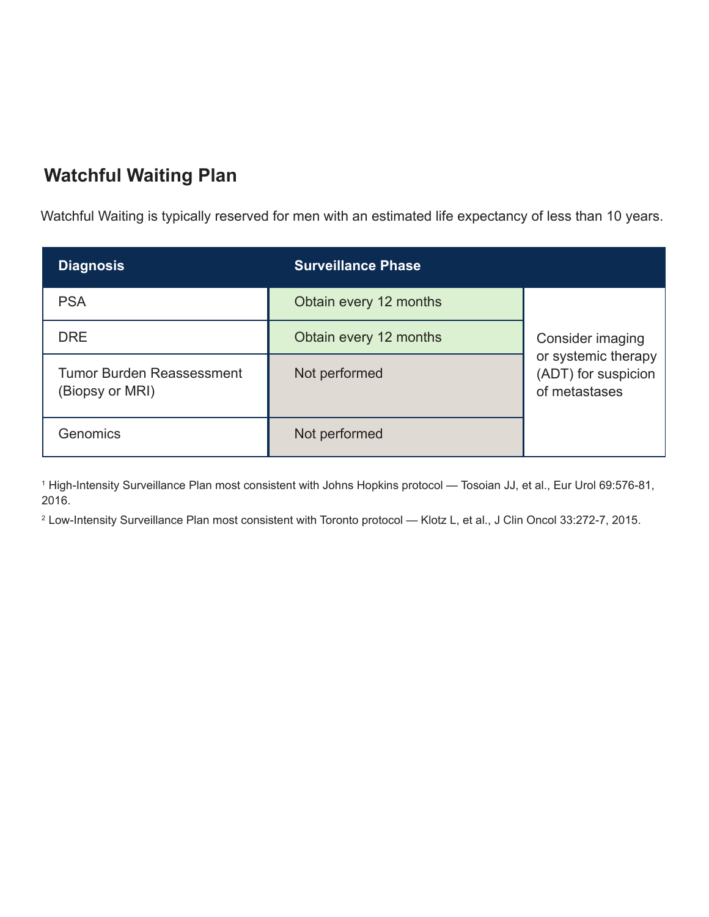## Watchful Waiting Plan

Watchful Waiting is typically reserved for men with an estimated life expectancy of less than 10 years.

| Diagnosis | Surveillance Phase | |
|---|---|---|
| PSA | Obtain every 12 months | Consider imaging or systemic therapy (ADT) for suspicion of metastases |
| DRE | Obtain every 12 months | |
| Tumor Burden Reassessment (Biopsy or MRI) | Not performed | |
| Genomics | Not performed | |

[1] High-Intensity Surveillance Plan most consistent with Johns Hopkins protocol — Tosoian JJ, et al., Eur Urol 69:576-81, 2016.

[2] Low-Intensity Surveillance Plan most consistent with Toronto protocol — Klotz L, et al., J Clin Oncol 33:272-7, 2015.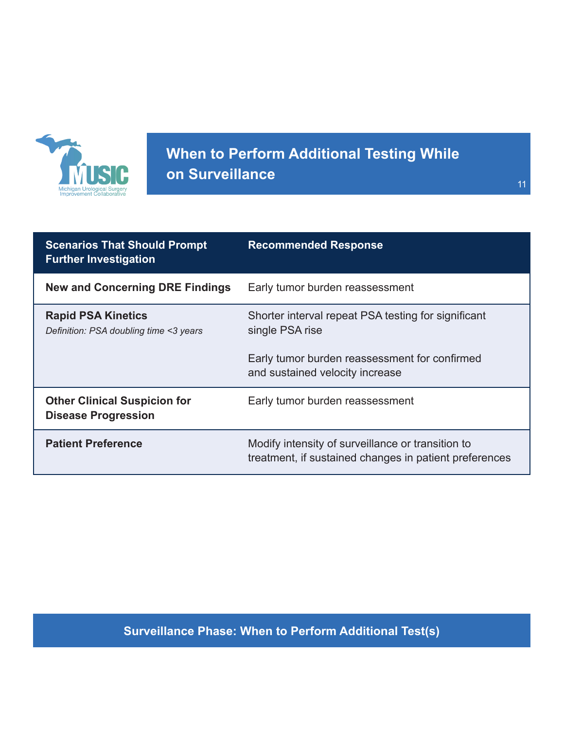# When to Perform Additional Testing While on Surveillance

| Scenarios That Should Prompt Further Investigation | Recommended Response |
| --- | --- |
| **New and Concerning DRE Findings** | Early tumor burden reassessment |
| **Rapid PSA Kinetics**<br>*Definition: PSA doubling time <3 years* | Shorter interval repeat PSA testing for significant single PSA rise<br><br>Early tumor burden reassessment for confirmed and sustained velocity increase |
| **Other Clinical Suspicion for Disease Progression** | Early tumor burden reassessment |
| **Patient Preference** | Modify intensity of surveillance or transition to treatment, if sustained changes in patient preferences |

**Surveillance Phase: When to Perform Additional Test(s)**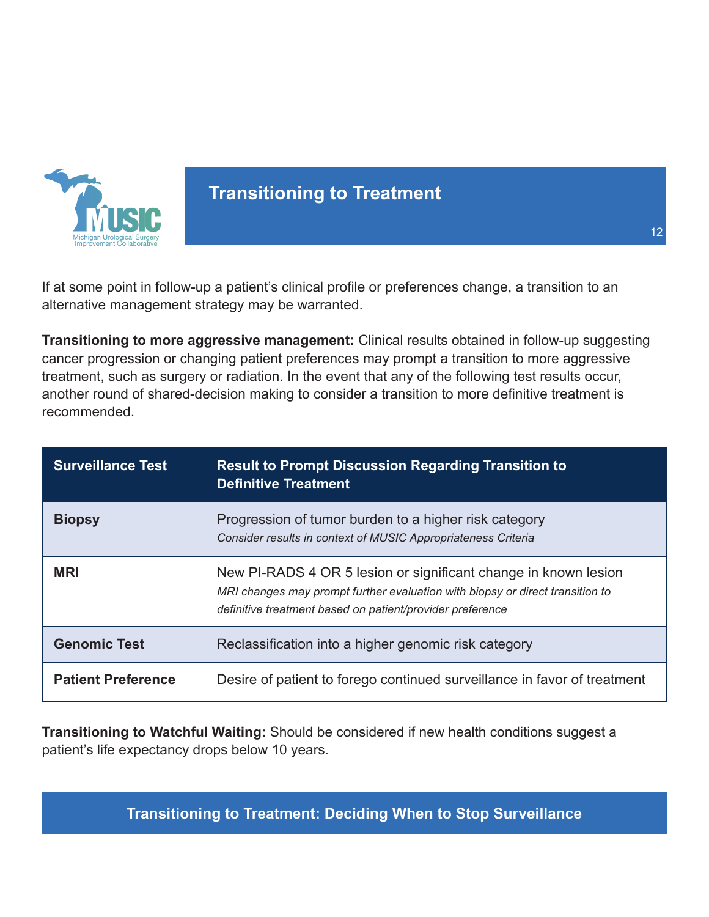# Transitioning to Treatment

If at some point in follow-up a patient's clinical profile or preferences change, a transition to an alternative management strategy may be warranted.

**Transitioning to more aggressive management:** Clinical results obtained in follow-up suggesting cancer progression or changing patient preferences may prompt a transition to more aggressive treatment, such as surgery or radiation. In the event that any of the following test results occur, another round of shared-decision making to consider a transition to more definitive treatment is recommended.

| Surveillance Test | Result to Prompt Discussion Regarding Transition to Definitive Treatment |
|---|---|
| **Biopsy** | Progression of tumor burden to a higher risk category<br>*Consider results in context of MUSIC Appropriateness Criteria* |
| **MRI** | New PI-RADS 4 OR 5 lesion or significant change in known lesion<br>*MRI changes may prompt further evaluation with biopsy or direct transition to definitive treatment based on patient/provider preference* |
| **Genomic Test** | Reclassification into a higher genomic risk category |
| **Patient Preference** | Desire of patient to forego continued surveillance in favor of treatment |

**Transitioning to Watchful Waiting:** Should be considered if new health conditions suggest a patient's life expectancy drops below 10 years.

## Transitioning to Treatment: Deciding When to Stop Surveillance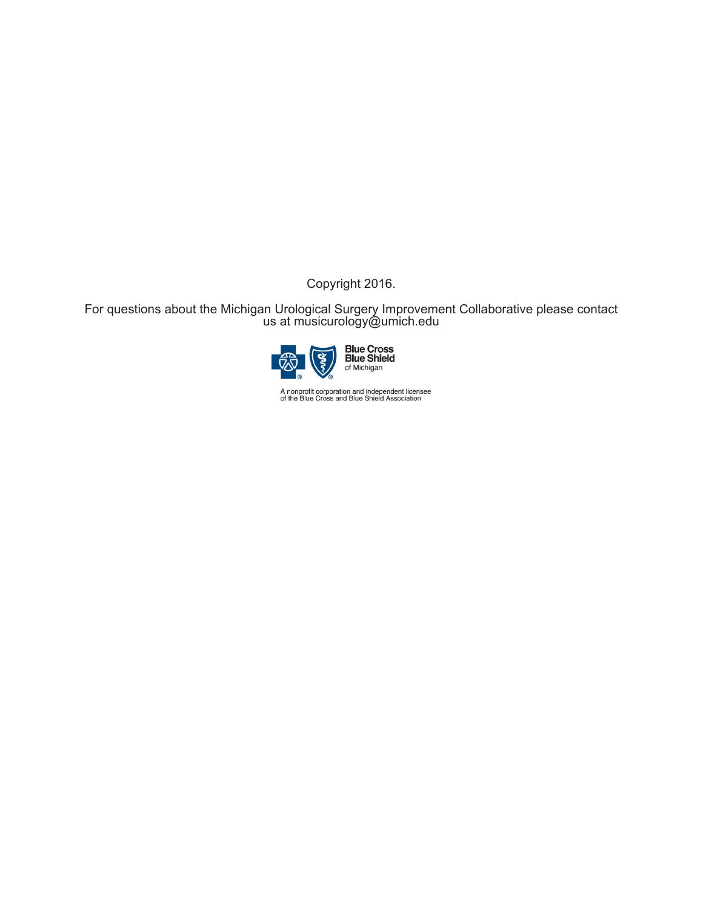Copyright 2016.

For questions about the Michigan Urological Surgery Improvement Collaborative please contact us at musicurology@umich.edu

Blue Cross Blue Shield of Michigan

A nonprofit corporation and independent licensee of the Blue Cross and Blue Shield Association